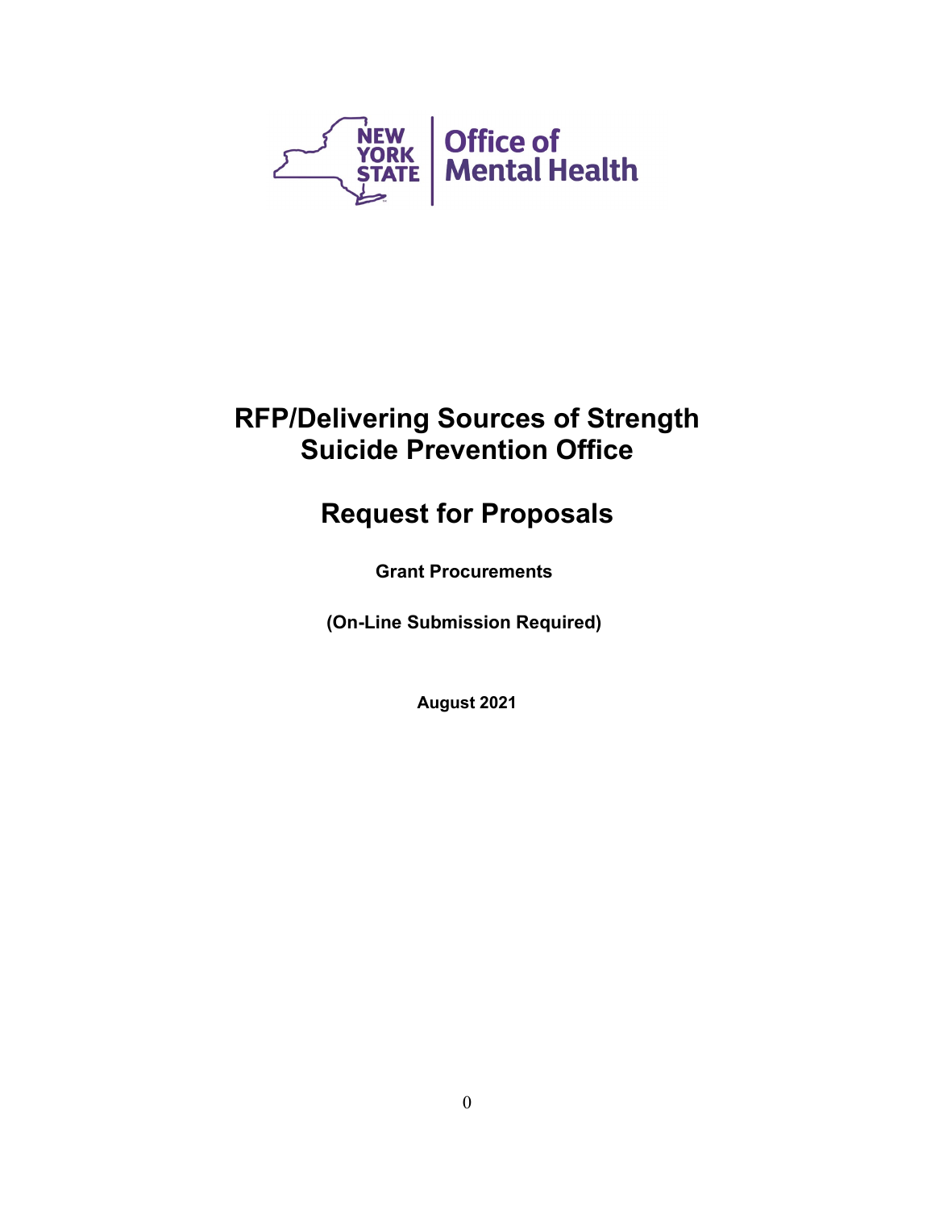NEW YORK STATE | Office of Mental Health

# RFP/Delivering Sources of Strength Suicide Prevention Office

# Request for Proposals

**Grant Procurements**

**(On-Line Submission Required)**

**August 2021**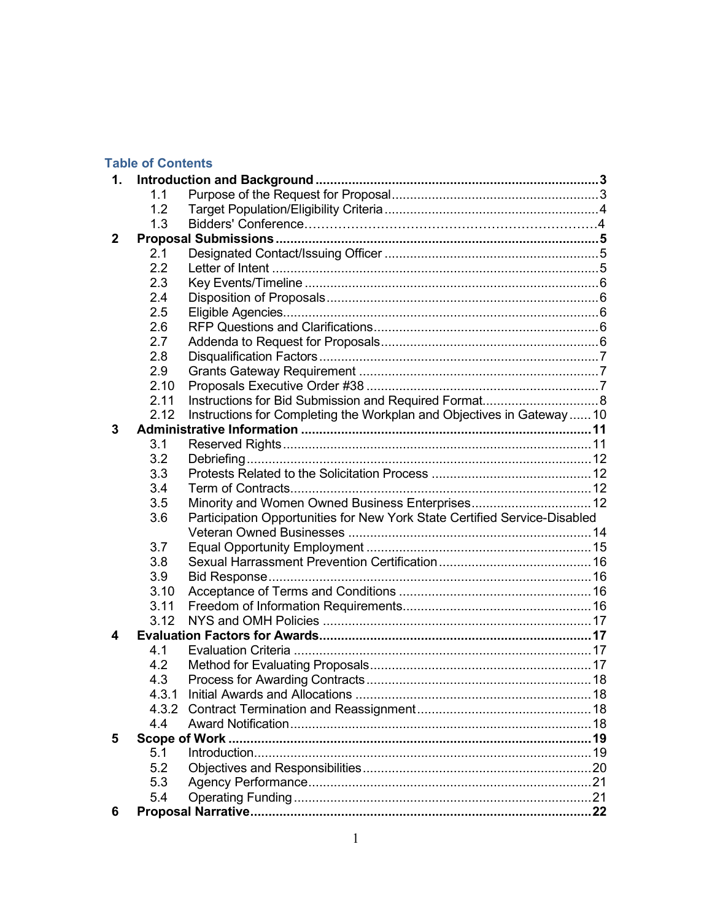## Table of Contents

| | | | |
|---|---|---|---|
| **1.** | **Introduction and Background** | | **3** |
| | 1.1 | Purpose of the Request for Proposal | 3 |
| | 1.2 | Target Population/Eligibility Criteria | 4 |
| | 1.3 | Bidders' Conference | 4 |
| **2** | **Proposal Submissions** | | **5** |
| | 2.1 | Designated Contact/Issuing Officer | 5 |
| | 2.2 | Letter of Intent | 5 |
| | 2.3 | Key Events/Timeline | 6 |
| | 2.4 | Disposition of Proposals | 6 |
| | 2.5 | Eligible Agencies | 6 |
| | 2.6 | RFP Questions and Clarifications | 6 |
| | 2.7 | Addenda to Request for Proposals | 6 |
| | 2.8 | Disqualification Factors | 7 |
| | 2.9 | Grants Gateway Requirement | 7 |
| | 2.10 | Proposals Executive Order #38 | 7 |
| | 2.11 | Instructions for Bid Submission and Required Format | 8 |
| | 2.12 | Instructions for Completing the Workplan and Objectives in Gateway | 10 |
| **3** | **Administrative Information** | | **11** |
| | 3.1 | Reserved Rights | 11 |
| | 3.2 | Debriefing | 12 |
| | 3.3 | Protests Related to the Solicitation Process | 12 |
| | 3.4 | Term of Contracts | 12 |
| | 3.5 | Minority and Women Owned Business Enterprises | 12 |
| | 3.6 | Participation Opportunities for New York State Certified Service-Disabled Veteran Owned Businesses | 14 |
| | 3.7 | Equal Opportunity Employment | 15 |
| | 3.8 | Sexual Harrassment Prevention Certification | 16 |
| | 3.9 | Bid Response | 16 |
| | 3.10 | Acceptance of Terms and Conditions | 16 |
| | 3.11 | Freedom of Information Requirements | 16 |
| | 3.12 | NYS and OMH Policies | 17 |
| **4** | **Evaluation Factors for Awards** | | **17** |
| | 4.1 | Evaluation Criteria | 17 |
| | 4.2 | Method for Evaluating Proposals | 17 |
| | 4.3 | Process for Awarding Contracts | 18 |
| | 4.3.1 | Initial Awards and Allocations | 18 |
| | 4.3.2 | Contract Termination and Reassignment | 18 |
| | 4.4 | Award Notification | 18 |
| **5** | **Scope of Work** | | **19** |
| | 5.1 | Introduction | 19 |
| | 5.2 | Objectives and Responsibilities | 20 |
| | 5.3 | Agency Performance | 21 |
| | 5.4 | Operating Funding | 21 |
| **6** | **Proposal Narrative** | | **22** |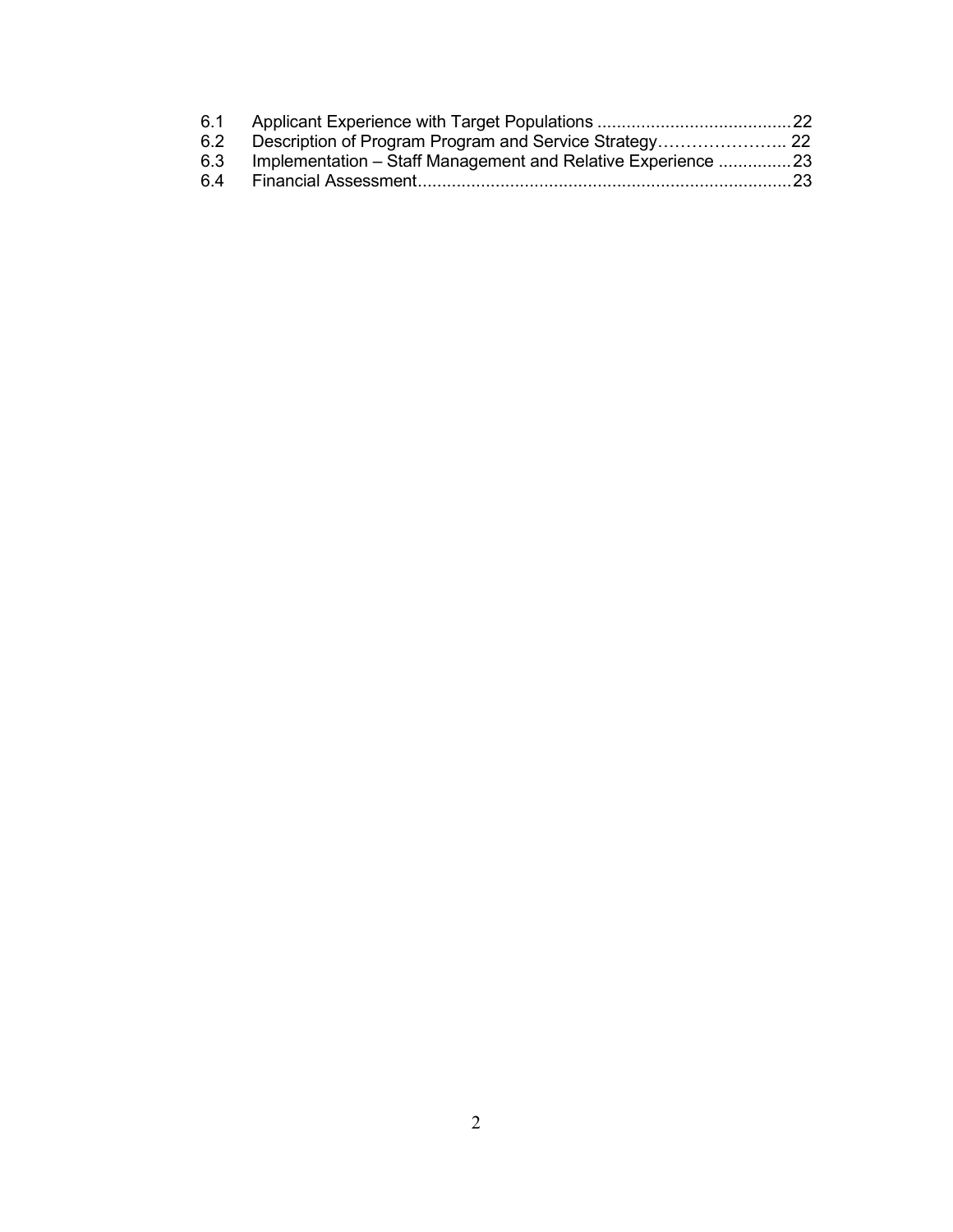6.1 Applicant Experience with Target Populations ........................................22
6.2 Description of Program Program and Service Strategy………………….. 22
6.3 Implementation – Staff Management and Relative Experience ...............23
6.4 Financial Assessment…………………………………………………………23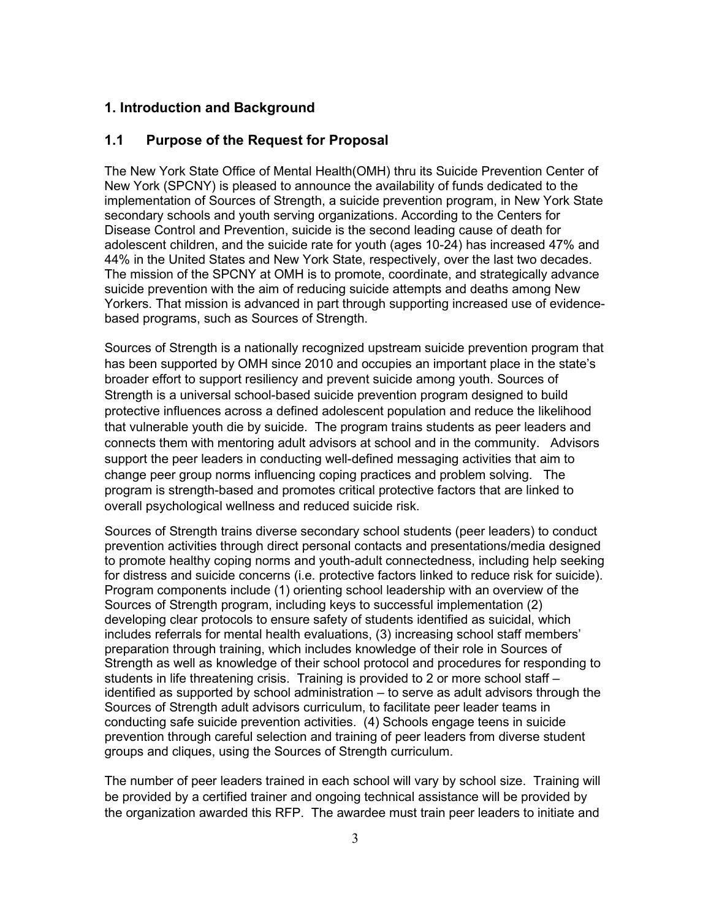## 1. Introduction and Background

### 1.1 Purpose of the Request for Proposal

The New York State Office of Mental Health(OMH) thru its Suicide Prevention Center of New York (SPCNY) is pleased to announce the availability of funds dedicated to the implementation of Sources of Strength, a suicide prevention program, in New York State secondary schools and youth serving organizations. According to the Centers for Disease Control and Prevention, suicide is the second leading cause of death for adolescent children, and the suicide rate for youth (ages 10-24) has increased 47% and 44% in the United States and New York State, respectively, over the last two decades. The mission of the SPCNY at OMH is to promote, coordinate, and strategically advance suicide prevention with the aim of reducing suicide attempts and deaths among New Yorkers. That mission is advanced in part through supporting increased use of evidence-based programs, such as Sources of Strength.

Sources of Strength is a nationally recognized upstream suicide prevention program that has been supported by OMH since 2010 and occupies an important place in the state's broader effort to support resiliency and prevent suicide among youth. Sources of Strength is a universal school-based suicide prevention program designed to build protective influences across a defined adolescent population and reduce the likelihood that vulnerable youth die by suicide. The program trains students as peer leaders and connects them with mentoring adult advisors at school and in the community. Advisors support the peer leaders in conducting well-defined messaging activities that aim to change peer group norms influencing coping practices and problem solving. The program is strength-based and promotes critical protective factors that are linked to overall psychological wellness and reduced suicide risk.

Sources of Strength trains diverse secondary school students (peer leaders) to conduct prevention activities through direct personal contacts and presentations/media designed to promote healthy coping norms and youth-adult connectedness, including help seeking for distress and suicide concerns (i.e. protective factors linked to reduce risk for suicide). Program components include (1) orienting school leadership with an overview of the Sources of Strength program, including keys to successful implementation (2) developing clear protocols to ensure safety of students identified as suicidal, which includes referrals for mental health evaluations, (3) increasing school staff members' preparation through training, which includes knowledge of their role in Sources of Strength as well as knowledge of their school protocol and procedures for responding to students in life threatening crisis. Training is provided to 2 or more school staff – identified as supported by school administration – to serve as adult advisors through the Sources of Strength adult advisors curriculum, to facilitate peer leader teams in conducting safe suicide prevention activities. (4) Schools engage teens in suicide prevention through careful selection and training of peer leaders from diverse student groups and cliques, using the Sources of Strength curriculum.

The number of peer leaders trained in each school will vary by school size. Training will be provided by a certified trainer and ongoing technical assistance will be provided by the organization awarded this RFP. The awardee must train peer leaders to initiate and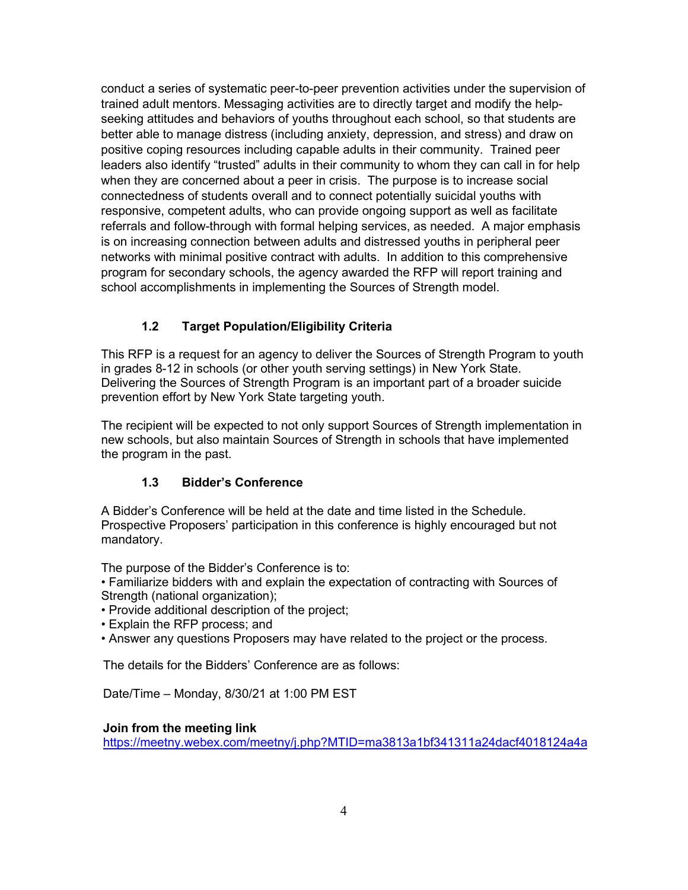conduct a series of systematic peer-to-peer prevention activities under the supervision of trained adult mentors. Messaging activities are to directly target and modify the help-seeking attitudes and behaviors of youths throughout each school, so that students are better able to manage distress (including anxiety, depression, and stress) and draw on positive coping resources including capable adults in their community. Trained peer leaders also identify "trusted" adults in their community to whom they can call in for help when they are concerned about a peer in crisis. The purpose is to increase social connectedness of students overall and to connect potentially suicidal youths with responsive, competent adults, who can provide ongoing support as well as facilitate referrals and follow-through with formal helping services, as needed. A major emphasis is on increasing connection between adults and distressed youths in peripheral peer networks with minimal positive contract with adults. In addition to this comprehensive program for secondary schools, the agency awarded the RFP will report training and school accomplishments in implementing the Sources of Strength model.

### 1.2 Target Population/Eligibility Criteria

This RFP is a request for an agency to deliver the Sources of Strength Program to youth in grades 8-12 in schools (or other youth serving settings) in New York State. Delivering the Sources of Strength Program is an important part of a broader suicide prevention effort by New York State targeting youth.

The recipient will be expected to not only support Sources of Strength implementation in new schools, but also maintain Sources of Strength in schools that have implemented the program in the past.

### 1.3 Bidder's Conference

A Bidder's Conference will be held at the date and time listed in the Schedule. Prospective Proposers' participation in this conference is highly encouraged but not mandatory.

The purpose of the Bidder's Conference is to:

- Familiarize bidders with and explain the expectation of contracting with Sources of Strength (national organization);
- Provide additional description of the project;
- Explain the RFP process; and
- Answer any questions Proposers may have related to the project or the process.

The details for the Bidders' Conference are as follows:

Date/Time – Monday, 8/30/21 at 1:00 PM EST

**Join from the meeting link**
https://meetny.webex.com/meetny/j.php?MTID=ma3813a1bf341311a24dacf4018124a4a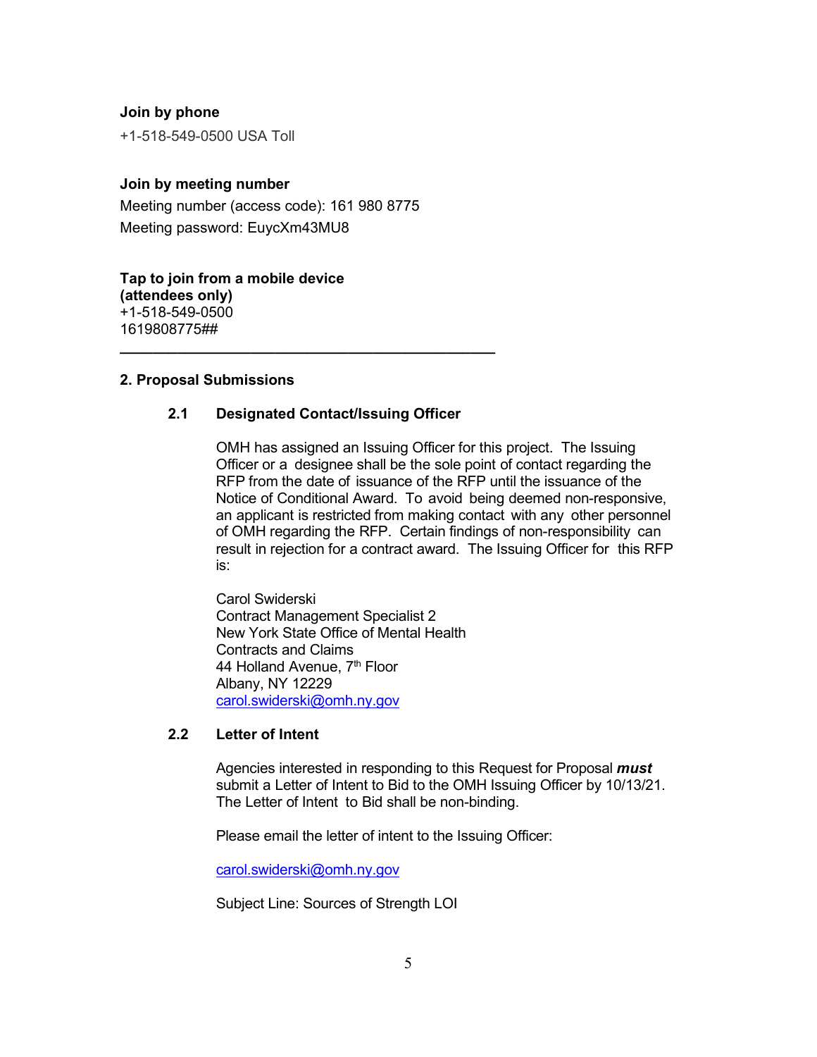**Join by phone**

+1-518-549-0500 USA Toll

**Join by meeting number**

Meeting number (access code): 161 980 8775

Meeting password: EuycXm43MU8

**Tap to join from a mobile device (attendees only)**

+1-518-549-0500
1619808775##

---

## 2. Proposal Submissions

### 2.1 Designated Contact/Issuing Officer

OMH has assigned an Issuing Officer for this project. The Issuing Officer or a designee shall be the sole point of contact regarding the RFP from the date of issuance of the RFP until the issuance of the Notice of Conditional Award. To avoid being deemed non-responsive, an applicant is restricted from making contact with any other personnel of OMH regarding the RFP. Certain findings of non-responsibility can result in rejection for a contract award. The Issuing Officer for this RFP is:

Carol Swiderski
Contract Management Specialist 2
New York State Office of Mental Health
Contracts and Claims
44 Holland Avenue, 7th Floor
Albany, NY 12229
carol.swiderski@omh.ny.gov

### 2.2 Letter of Intent

Agencies interested in responding to this Request for Proposal ***must*** submit a Letter of Intent to Bid to the OMH Issuing Officer by 10/13/21. The Letter of Intent to Bid shall be non-binding.

Please email the letter of intent to the Issuing Officer:

carol.swiderski@omh.ny.gov

Subject Line: Sources of Strength LOI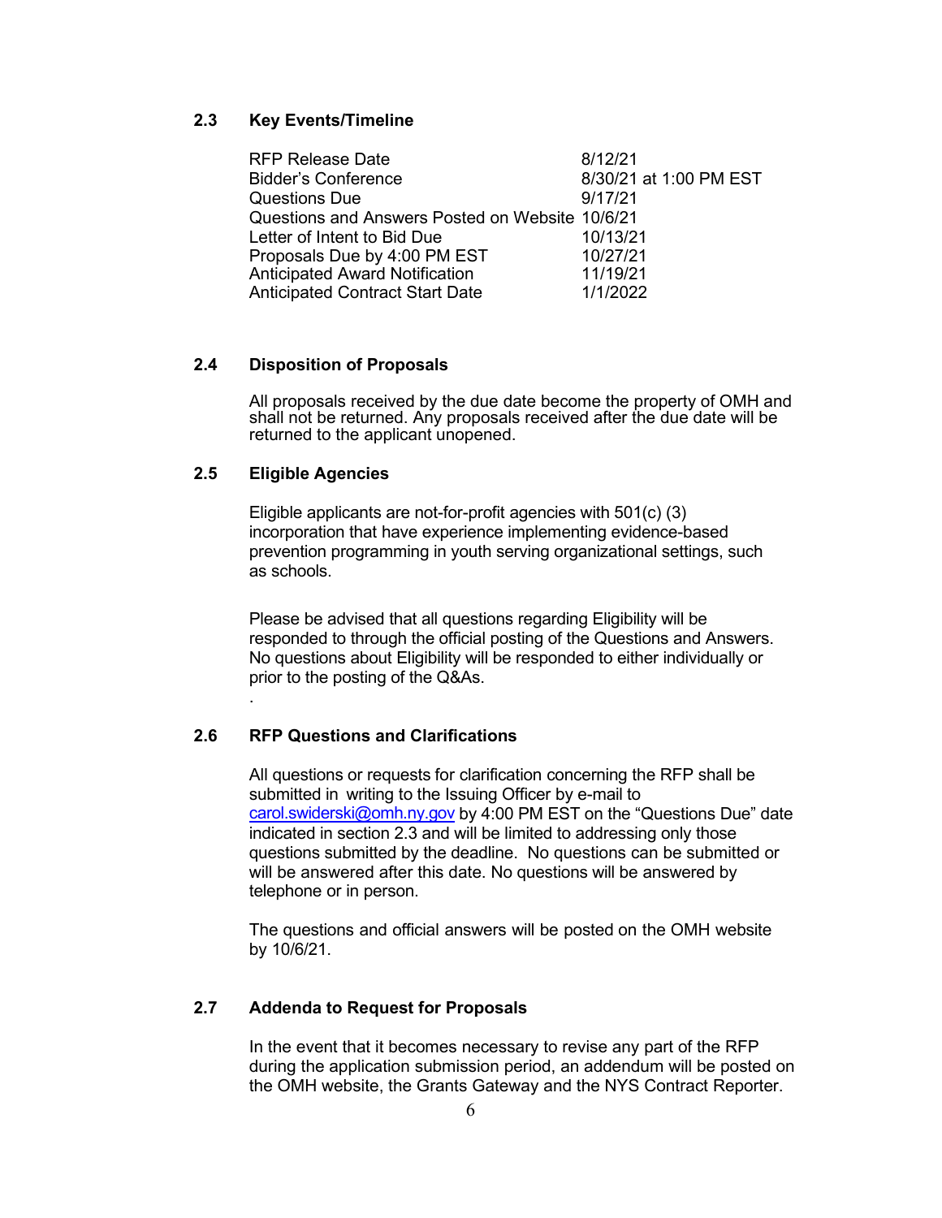### 2.3 Key Events/Timeline

| | |
|---|---|
| RFP Release Date | 8/12/21 |
| Bidder's Conference | 8/30/21 at 1:00 PM EST |
| Questions Due | 9/17/21 |
| Questions and Answers Posted on Website | 10/6/21 |
| Letter of Intent to Bid Due | 10/13/21 |
| Proposals Due by 4:00 PM EST | 10/27/21 |
| Anticipated Award Notification | 11/19/21 |
| Anticipated Contract Start Date | 1/1/2022 |

### 2.4 Disposition of Proposals

All proposals received by the due date become the property of OMH and shall not be returned. Any proposals received after the due date will be returned to the applicant unopened.

### 2.5 Eligible Agencies

Eligible applicants are not-for-profit agencies with 501(c) (3) incorporation that have experience implementing evidence-based prevention programming in youth serving organizational settings, such as schools.

Please be advised that all questions regarding Eligibility will be responded to through the official posting of the Questions and Answers. No questions about Eligibility will be responded to either individually or prior to the posting of the Q&As.

.

### 2.6 RFP Questions and Clarifications

All questions or requests for clarification concerning the RFP shall be submitted in writing to the Issuing Officer by e-mail to carol.swiderski@omh.ny.gov by 4:00 PM EST on the "Questions Due" date indicated in section 2.3 and will be limited to addressing only those questions submitted by the deadline. No questions can be submitted or will be answered after this date. No questions will be answered by telephone or in person.

The questions and official answers will be posted on the OMH website by 10/6/21.

### 2.7 Addenda to Request for Proposals

In the event that it becomes necessary to revise any part of the RFP during the application submission period, an addendum will be posted on the OMH website, the Grants Gateway and the NYS Contract Reporter.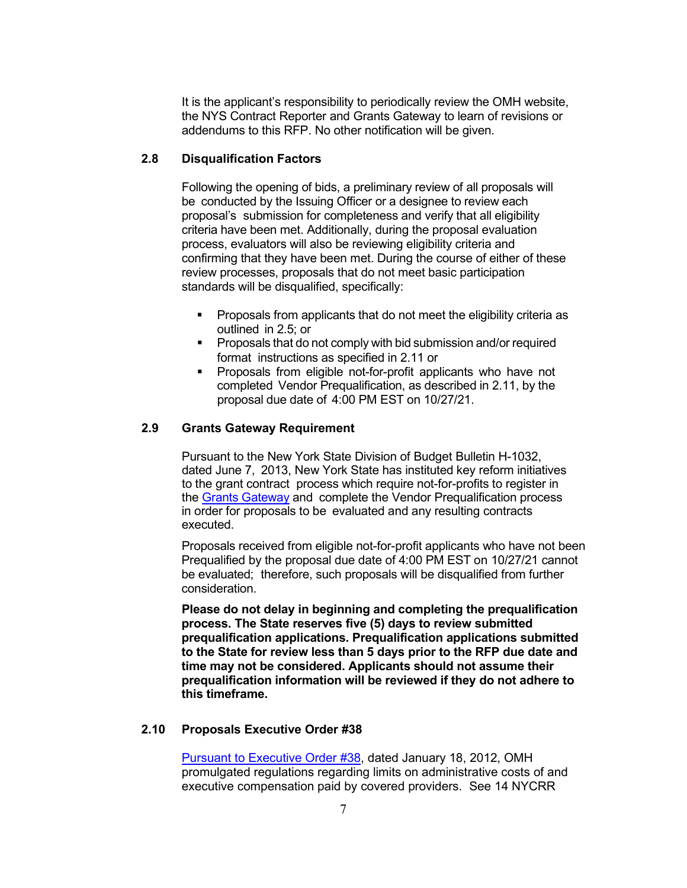It is the applicant's responsibility to periodically review the OMH website, the NYS Contract Reporter and Grants Gateway to learn of revisions or addendums to this RFP. No other notification will be given.

### 2.8 Disqualification Factors

Following the opening of bids, a preliminary review of all proposals will be conducted by the Issuing Officer or a designee to review each proposal's submission for completeness and verify that all eligibility criteria have been met. Additionally, during the proposal evaluation process, evaluators will also be reviewing eligibility criteria and confirming that they have been met. During the course of either of these review processes, proposals that do not meet basic participation standards will be disqualified, specifically:

- Proposals from applicants that do not meet the eligibility criteria as outlined in 2.5; or
- Proposals that do not comply with bid submission and/or required format instructions as specified in 2.11 or
- Proposals from eligible not-for-profit applicants who have not completed Vendor Prequalification, as described in 2.11, by the proposal due date of 4:00 PM EST on 10/27/21.

### 2.9 Grants Gateway Requirement

Pursuant to the New York State Division of Budget Bulletin H-1032, dated June 7, 2013, New York State has instituted key reform initiatives to the grant contract process which require not-for-profits to register in the Grants Gateway and complete the Vendor Prequalification process in order for proposals to be evaluated and any resulting contracts executed.

Proposals received from eligible not-for-profit applicants who have not been Prequalified by the proposal due date of 4:00 PM EST on 10/27/21 cannot be evaluated; therefore, such proposals will be disqualified from further consideration.

**Please do not delay in beginning and completing the prequalification process. The State reserves five (5) days to review submitted prequalification applications. Prequalification applications submitted to the State for review less than 5 days prior to the RFP due date and time may not be considered. Applicants should not assume their prequalification information will be reviewed if they do not adhere to this timeframe.**

### 2.10 Proposals Executive Order #38

Pursuant to Executive Order #38, dated January 18, 2012, OMH promulgated regulations regarding limits on administrative costs of and executive compensation paid by covered providers. See 14 NYCRR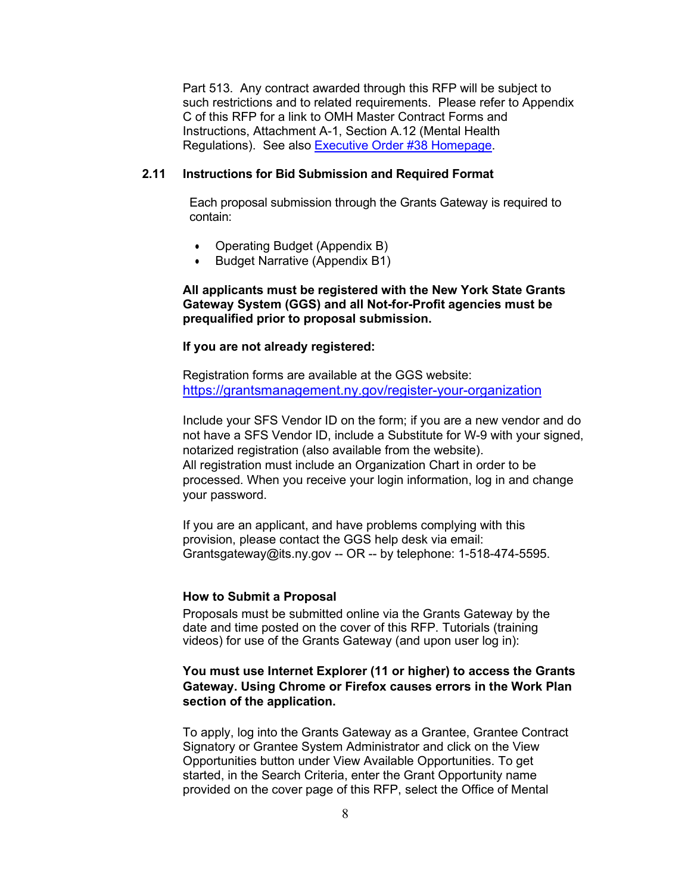Part 513. Any contract awarded through this RFP will be subject to such restrictions and to related requirements. Please refer to Appendix C of this RFP for a link to OMH Master Contract Forms and Instructions, Attachment A-1, Section A.12 (Mental Health Regulations). See also [Executive Order #38 Homepage](#).

## 2.11 Instructions for Bid Submission and Required Format

Each proposal submission through the Grants Gateway is required to contain:

- Operating Budget (Appendix B)
- Budget Narrative (Appendix B1)

**All applicants must be registered with the New York State Grants Gateway System (GGS) and all Not-for-Profit agencies must be prequalified prior to proposal submission.**

**If you are not already registered:**

Registration forms are available at the GGS website:
https://grantsmanagement.ny.gov/register-your-organization

Include your SFS Vendor ID on the form; if you are a new vendor and do not have a SFS Vendor ID, include a Substitute for W-9 with your signed, notarized registration (also available from the website).
All registration must include an Organization Chart in order to be processed. When you receive your login information, log in and change your password.

If you are an applicant, and have problems complying with this provision, please contact the GGS help desk via email: Grantsgateway@its.ny.gov -- OR -- by telephone: 1-518-474-5595.

**How to Submit a Proposal**

Proposals must be submitted online via the Grants Gateway by the date and time posted on the cover of this RFP. Tutorials (training videos) for use of the Grants Gateway (and upon user log in):

**You must use Internet Explorer (11 or higher) to access the Grants Gateway. Using Chrome or Firefox causes errors in the Work Plan section of the application.**

To apply, log into the Grants Gateway as a Grantee, Grantee Contract Signatory or Grantee System Administrator and click on the View Opportunities button under View Available Opportunities. To get started, in the Search Criteria, enter the Grant Opportunity name provided on the cover page of this RFP, select the Office of Mental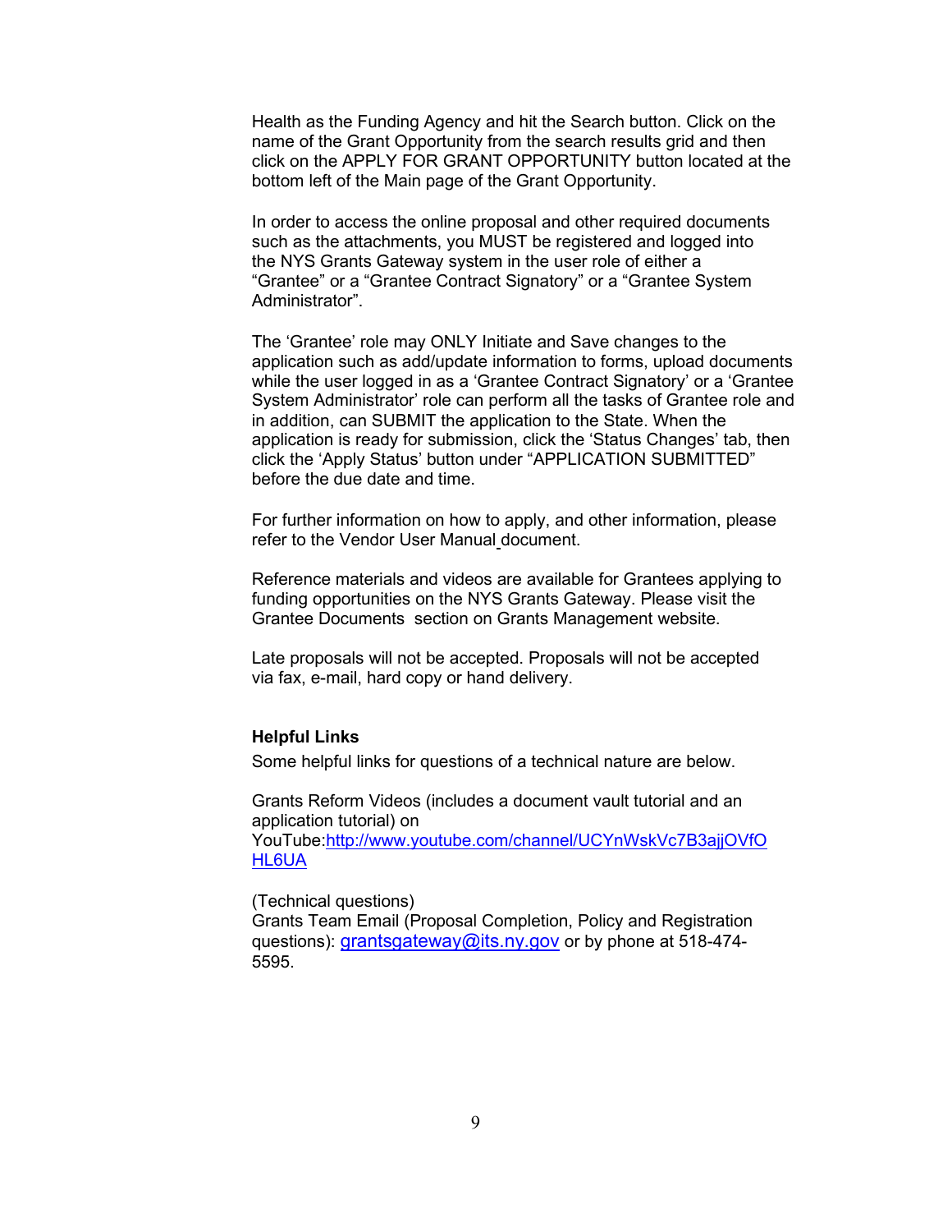Health as the Funding Agency and hit the Search button. Click on the name of the Grant Opportunity from the search results grid and then click on the APPLY FOR GRANT OPPORTUNITY button located at the bottom left of the Main page of the Grant Opportunity.

In order to access the online proposal and other required documents such as the attachments, you MUST be registered and logged into the NYS Grants Gateway system in the user role of either a "Grantee" or a "Grantee Contract Signatory" or a "Grantee System Administrator".

The 'Grantee' role may ONLY Initiate and Save changes to the application such as add/update information to forms, upload documents while the user logged in as a 'Grantee Contract Signatory' or a 'Grantee System Administrator' role can perform all the tasks of Grantee role and in addition, can SUBMIT the application to the State. When the application is ready for submission, click the 'Status Changes' tab, then click the 'Apply Status' button under "APPLICATION SUBMITTED" before the due date and time.

For further information on how to apply, and other information, please refer to the Vendor User Manual document.

Reference materials and videos are available for Grantees applying to funding opportunities on the NYS Grants Gateway. Please visit the Grantee Documents section on Grants Management website.

Late proposals will not be accepted. Proposals will not be accepted via fax, e-mail, hard copy or hand delivery.

**Helpful Links**

Some helpful links for questions of a technical nature are below.

Grants Reform Videos (includes a document vault tutorial and an application tutorial) on YouTube:http://www.youtube.com/channel/UCYnWskVc7B3ajjOVfOHL6UA

(Technical questions)
Grants Team Email (Proposal Completion, Policy and Registration questions): grantsgateway@its.ny.gov or by phone at 518-474-5595.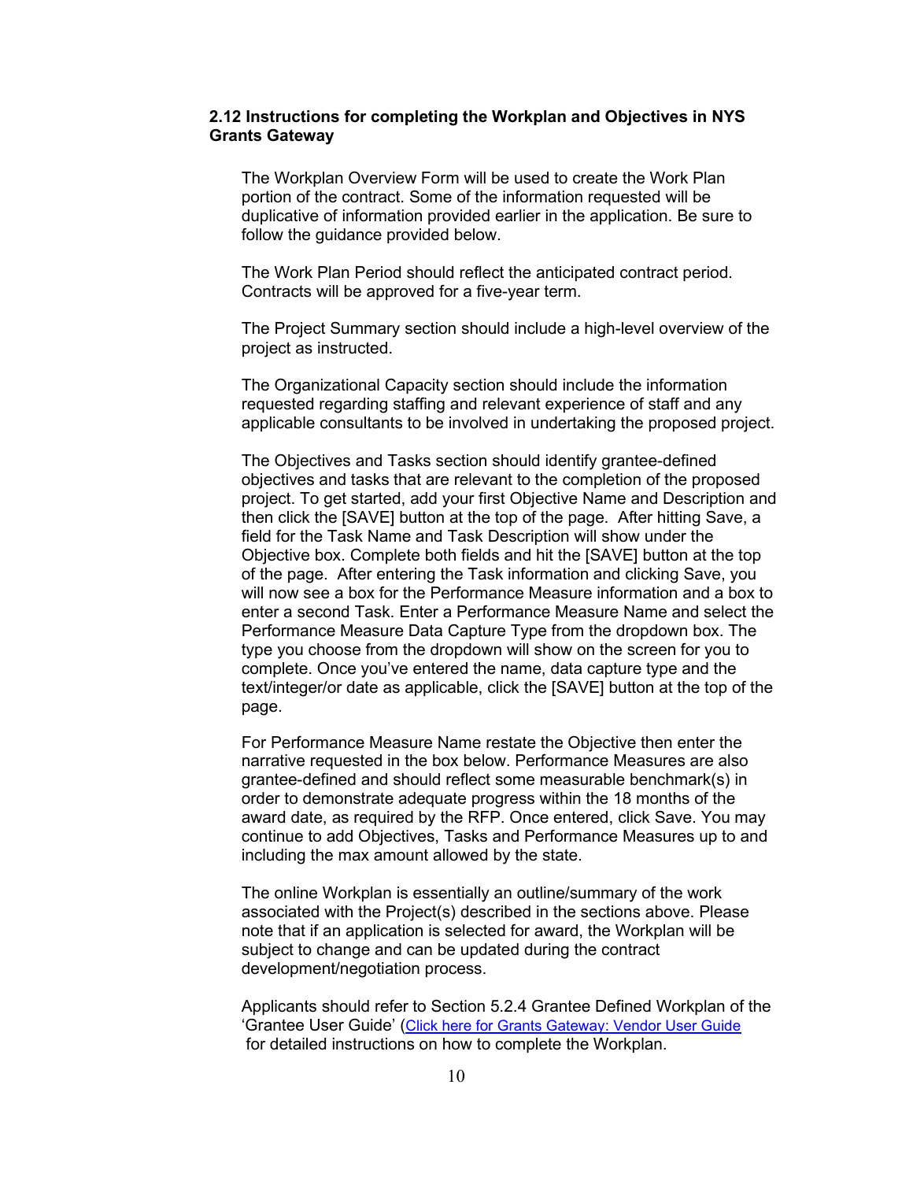### 2.12 Instructions for completing the Workplan and Objectives in NYS Grants Gateway

The Workplan Overview Form will be used to create the Work Plan portion of the contract. Some of the information requested will be duplicative of information provided earlier in the application. Be sure to follow the guidance provided below.

The Work Plan Period should reflect the anticipated contract period. Contracts will be approved for a five-year term.

The Project Summary section should include a high-level overview of the project as instructed.

The Organizational Capacity section should include the information requested regarding staffing and relevant experience of staff and any applicable consultants to be involved in undertaking the proposed project.

The Objectives and Tasks section should identify grantee-defined objectives and tasks that are relevant to the completion of the proposed project. To get started, add your first Objective Name and Description and then click the [SAVE] button at the top of the page. After hitting Save, a field for the Task Name and Task Description will show under the Objective box. Complete both fields and hit the [SAVE] button at the top of the page. After entering the Task information and clicking Save, you will now see a box for the Performance Measure information and a box to enter a second Task. Enter a Performance Measure Name and select the Performance Measure Data Capture Type from the dropdown box. The type you choose from the dropdown will show on the screen for you to complete. Once you've entered the name, data capture type and the text/integer/or date as applicable, click the [SAVE] button at the top of the page.

For Performance Measure Name restate the Objective then enter the narrative requested in the box below. Performance Measures are also grantee-defined and should reflect some measurable benchmark(s) in order to demonstrate adequate progress within the 18 months of the award date, as required by the RFP. Once entered, click Save. You may continue to add Objectives, Tasks and Performance Measures up to and including the max amount allowed by the state.

The online Workplan is essentially an outline/summary of the work associated with the Project(s) described in the sections above. Please note that if an application is selected for award, the Workplan will be subject to change and can be updated during the contract development/negotiation process.

Applicants should refer to Section 5.2.4 Grantee Defined Workplan of the 'Grantee User Guide' (Click here for Grants Gateway: Vendor User Guide for detailed instructions on how to complete the Workplan.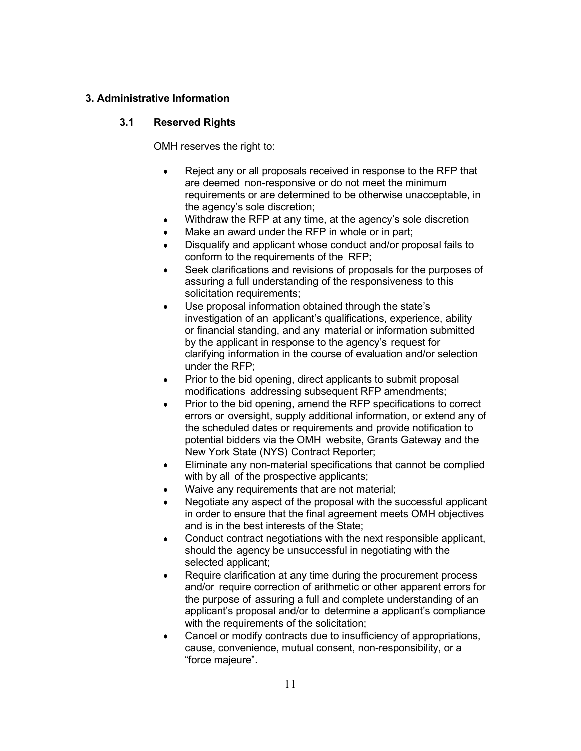## 3. Administrative Information

### 3.1 Reserved Rights

OMH reserves the right to:

- Reject any or all proposals received in response to the RFP that are deemed non-responsive or do not meet the minimum requirements or are determined to be otherwise unacceptable, in the agency's sole discretion;
- Withdraw the RFP at any time, at the agency's sole discretion
- Make an award under the RFP in whole or in part;
- Disqualify and applicant whose conduct and/or proposal fails to conform to the requirements of the RFP;
- Seek clarifications and revisions of proposals for the purposes of assuring a full understanding of the responsiveness to this solicitation requirements;
- Use proposal information obtained through the state's investigation of an applicant's qualifications, experience, ability or financial standing, and any material or information submitted by the applicant in response to the agency's request for clarifying information in the course of evaluation and/or selection under the RFP;
- Prior to the bid opening, direct applicants to submit proposal modifications addressing subsequent RFP amendments;
- Prior to the bid opening, amend the RFP specifications to correct errors or oversight, supply additional information, or extend any of the scheduled dates or requirements and provide notification to potential bidders via the OMH website, Grants Gateway and the New York State (NYS) Contract Reporter;
- Eliminate any non-material specifications that cannot be complied with by all of the prospective applicants;
- Waive any requirements that are not material;
- Negotiate any aspect of the proposal with the successful applicant in order to ensure that the final agreement meets OMH objectives and is in the best interests of the State;
- Conduct contract negotiations with the next responsible applicant, should the agency be unsuccessful in negotiating with the selected applicant;
- Require clarification at any time during the procurement process and/or require correction of arithmetic or other apparent errors for the purpose of assuring a full and complete understanding of an applicant's proposal and/or to determine a applicant's compliance with the requirements of the solicitation;
- Cancel or modify contracts due to insufficiency of appropriations, cause, convenience, mutual consent, non-responsibility, or a "force majeure".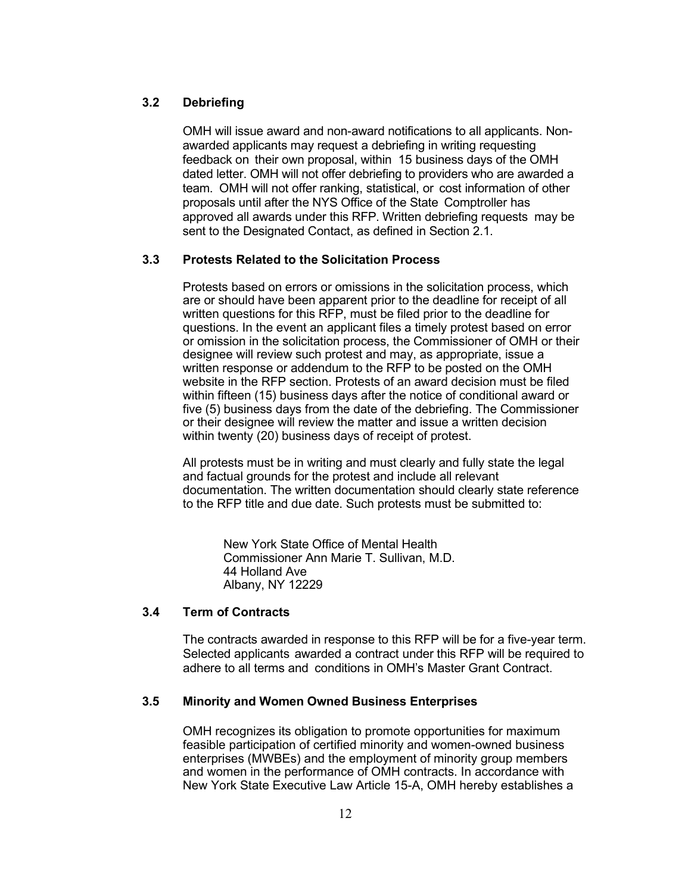### 3.2 Debriefing

OMH will issue award and non-award notifications to all applicants. Non-awarded applicants may request a debriefing in writing requesting feedback on their own proposal, within 15 business days of the OMH dated letter. OMH will not offer debriefing to providers who are awarded a team. OMH will not offer ranking, statistical, or cost information of other proposals until after the NYS Office of the State Comptroller has approved all awards under this RFP. Written debriefing requests may be sent to the Designated Contact, as defined in Section 2.1.

### 3.3 Protests Related to the Solicitation Process

Protests based on errors or omissions in the solicitation process, which are or should have been apparent prior to the deadline for receipt of all written questions for this RFP, must be filed prior to the deadline for questions. In the event an applicant files a timely protest based on error or omission in the solicitation process, the Commissioner of OMH or their designee will review such protest and may, as appropriate, issue a written response or addendum to the RFP to be posted on the OMH website in the RFP section. Protests of an award decision must be filed within fifteen (15) business days after the notice of conditional award or five (5) business days from the date of the debriefing. The Commissioner or their designee will review the matter and issue a written decision within twenty (20) business days of receipt of protest.

All protests must be in writing and must clearly and fully state the legal and factual grounds for the protest and include all relevant documentation. The written documentation should clearly state reference to the RFP title and due date. Such protests must be submitted to:

New York State Office of Mental Health
Commissioner Ann Marie T. Sullivan, M.D.
44 Holland Ave
Albany, NY 12229

### 3.4 Term of Contracts

The contracts awarded in response to this RFP will be for a five-year term. Selected applicants awarded a contract under this RFP will be required to adhere to all terms and conditions in OMH's Master Grant Contract.

### 3.5 Minority and Women Owned Business Enterprises

OMH recognizes its obligation to promote opportunities for maximum feasible participation of certified minority and women-owned business enterprises (MWBEs) and the employment of minority group members and women in the performance of OMH contracts. In accordance with New York State Executive Law Article 15-A, OMH hereby establishes a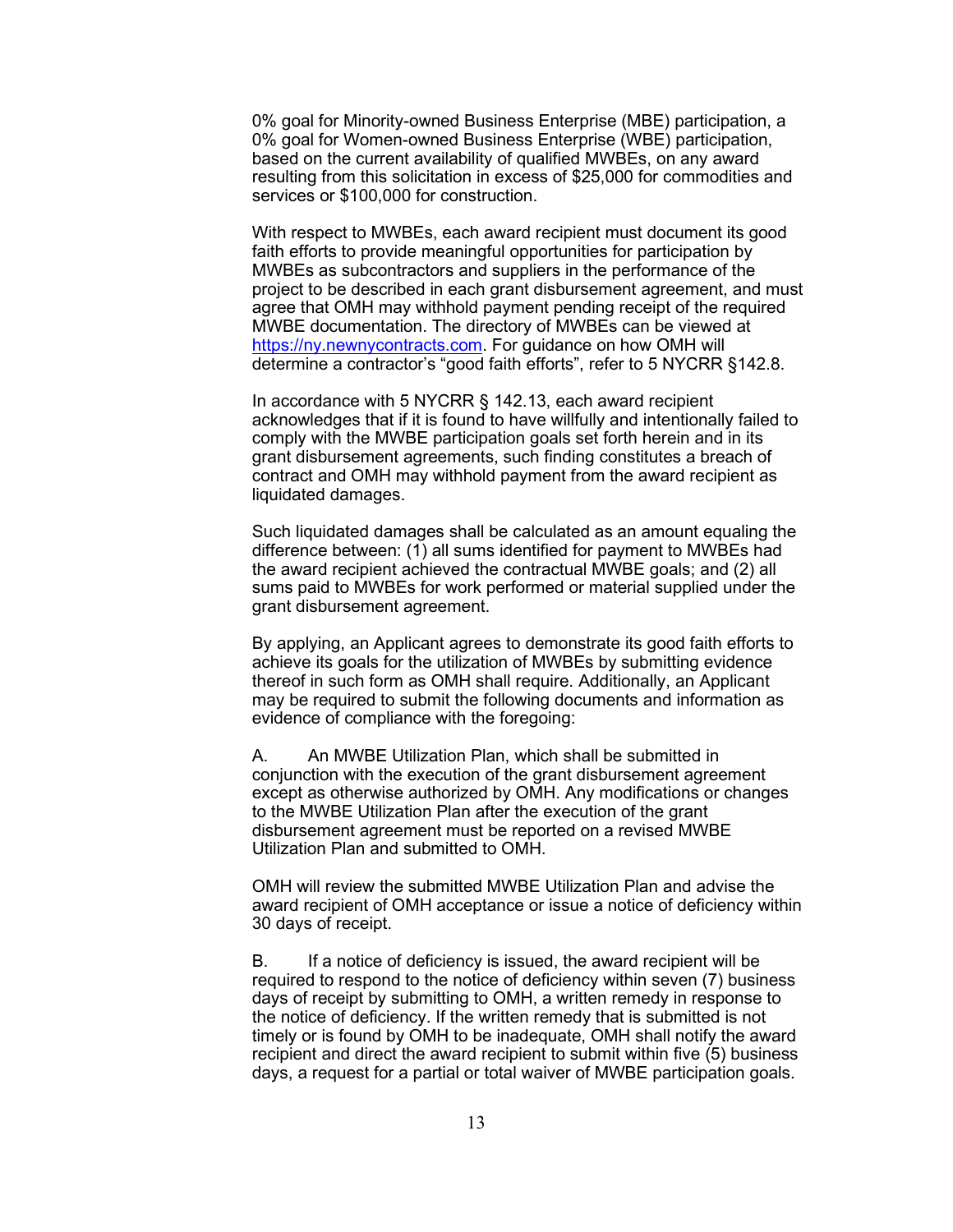0% goal for Minority-owned Business Enterprise (MBE) participation, a 0% goal for Women-owned Business Enterprise (WBE) participation, based on the current availability of qualified MWBEs, on any award resulting from this solicitation in excess of $25,000 for commodities and services or $100,000 for construction.

With respect to MWBEs, each award recipient must document its good faith efforts to provide meaningful opportunities for participation by MWBEs as subcontractors and suppliers in the performance of the project to be described in each grant disbursement agreement, and must agree that OMH may withhold payment pending receipt of the required MWBE documentation. The directory of MWBEs can be viewed at [https://ny.newnycontracts.com](https://ny.newnycontracts.com). For guidance on how OMH will determine a contractor's "good faith efforts", refer to 5 NYCRR §142.8.

In accordance with 5 NYCRR § 142.13, each award recipient acknowledges that if it is found to have willfully and intentionally failed to comply with the MWBE participation goals set forth herein and in its grant disbursement agreements, such finding constitutes a breach of contract and OMH may withhold payment from the award recipient as liquidated damages.

Such liquidated damages shall be calculated as an amount equaling the difference between: (1) all sums identified for payment to MWBEs had the award recipient achieved the contractual MWBE goals; and (2) all sums paid to MWBEs for work performed or material supplied under the grant disbursement agreement.

By applying, an Applicant agrees to demonstrate its good faith efforts to achieve its goals for the utilization of MWBEs by submitting evidence thereof in such form as OMH shall require. Additionally, an Applicant may be required to submit the following documents and information as evidence of compliance with the foregoing:

A. An MWBE Utilization Plan, which shall be submitted in conjunction with the execution of the grant disbursement agreement except as otherwise authorized by OMH. Any modifications or changes to the MWBE Utilization Plan after the execution of the grant disbursement agreement must be reported on a revised MWBE Utilization Plan and submitted to OMH.

OMH will review the submitted MWBE Utilization Plan and advise the award recipient of OMH acceptance or issue a notice of deficiency within 30 days of receipt.

B. If a notice of deficiency is issued, the award recipient will be required to respond to the notice of deficiency within seven (7) business days of receipt by submitting to OMH, a written remedy in response to the notice of deficiency. If the written remedy that is submitted is not timely or is found by OMH to be inadequate, OMH shall notify the award recipient and direct the award recipient to submit within five (5) business days, a request for a partial or total waiver of MWBE participation goals.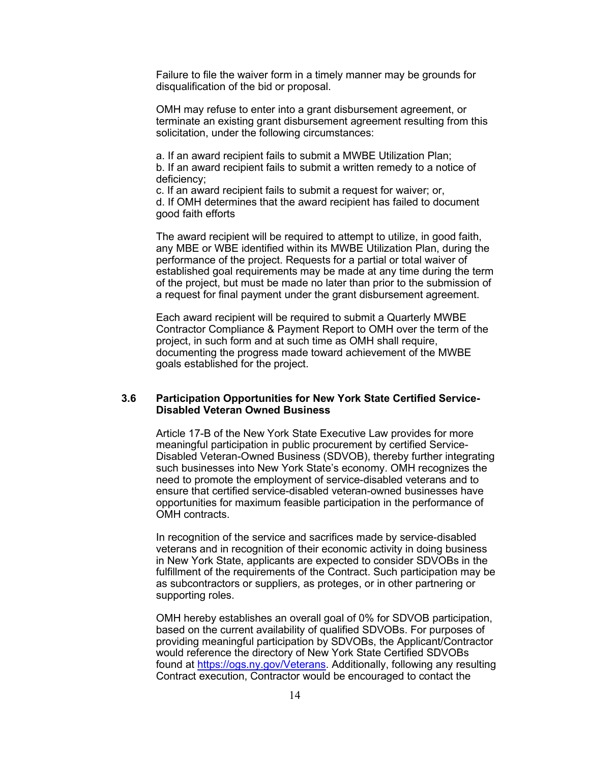Failure to file the waiver form in a timely manner may be grounds for disqualification of the bid or proposal.

OMH may refuse to enter into a grant disbursement agreement, or terminate an existing grant disbursement agreement resulting from this solicitation, under the following circumstances:

a. If an award recipient fails to submit a MWBE Utilization Plan;
b. If an award recipient fails to submit a written remedy to a notice of deficiency;
c. If an award recipient fails to submit a request for waiver; or,
d. If OMH determines that the award recipient has failed to document good faith efforts

The award recipient will be required to attempt to utilize, in good faith, any MBE or WBE identified within its MWBE Utilization Plan, during the performance of the project. Requests for a partial or total waiver of established goal requirements may be made at any time during the term of the project, but must be made no later than prior to the submission of a request for final payment under the grant disbursement agreement.

Each award recipient will be required to submit a Quarterly MWBE Contractor Compliance & Payment Report to OMH over the term of the project, in such form and at such time as OMH shall require, documenting the progress made toward achievement of the MWBE goals established for the project.

### 3.6 Participation Opportunities for New York State Certified Service-Disabled Veteran Owned Business

Article 17-B of the New York State Executive Law provides for more meaningful participation in public procurement by certified Service-Disabled Veteran-Owned Business (SDVOB), thereby further integrating such businesses into New York State's economy. OMH recognizes the need to promote the employment of service-disabled veterans and to ensure that certified service-disabled veteran-owned businesses have opportunities for maximum feasible participation in the performance of OMH contracts.

In recognition of the service and sacrifices made by service-disabled veterans and in recognition of their economic activity in doing business in New York State, applicants are expected to consider SDVOBs in the fulfillment of the requirements of the Contract. Such participation may be as subcontractors or suppliers, as proteges, or in other partnering or supporting roles.

OMH hereby establishes an overall goal of 0% for SDVOB participation, based on the current availability of qualified SDVOBs. For purposes of providing meaningful participation by SDVOBs, the Applicant/Contractor would reference the directory of New York State Certified SDVOBs found at https://ogs.ny.gov/Veterans. Additionally, following any resulting Contract execution, Contractor would be encouraged to contact the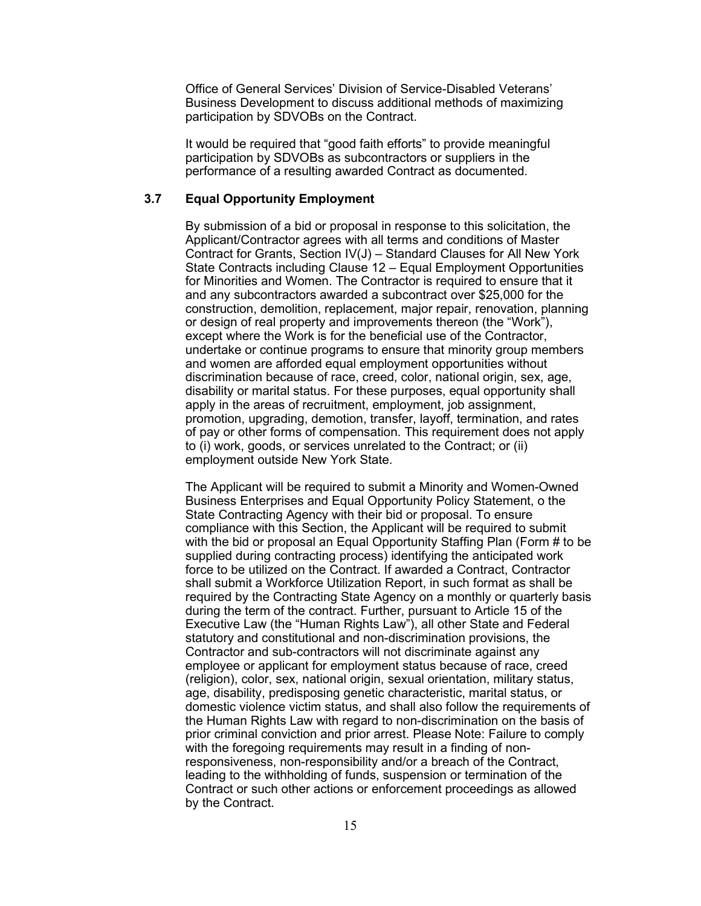Office of General Services' Division of Service-Disabled Veterans' Business Development to discuss additional methods of maximizing participation by SDVOBs on the Contract.

It would be required that "good faith efforts" to provide meaningful participation by SDVOBs as subcontractors or suppliers in the performance of a resulting awarded Contract as documented.

### 3.7 Equal Opportunity Employment

By submission of a bid or proposal in response to this solicitation, the Applicant/Contractor agrees with all terms and conditions of Master Contract for Grants, Section IV(J) – Standard Clauses for All New York State Contracts including Clause 12 – Equal Employment Opportunities for Minorities and Women. The Contractor is required to ensure that it and any subcontractors awarded a subcontract over $25,000 for the construction, demolition, replacement, major repair, renovation, planning or design of real property and improvements thereon (the "Work"), except where the Work is for the beneficial use of the Contractor, undertake or continue programs to ensure that minority group members and women are afforded equal employment opportunities without discrimination because of race, creed, color, national origin, sex, age, disability or marital status. For these purposes, equal opportunity shall apply in the areas of recruitment, employment, job assignment, promotion, upgrading, demotion, transfer, layoff, termination, and rates of pay or other forms of compensation. This requirement does not apply to (i) work, goods, or services unrelated to the Contract; or (ii) employment outside New York State.

The Applicant will be required to submit a Minority and Women-Owned Business Enterprises and Equal Opportunity Policy Statement, o the State Contracting Agency with their bid or proposal. To ensure compliance with this Section, the Applicant will be required to submit with the bid or proposal an Equal Opportunity Staffing Plan (Form # to be supplied during contracting process) identifying the anticipated work force to be utilized on the Contract. If awarded a Contract, Contractor shall submit a Workforce Utilization Report, in such format as shall be required by the Contracting State Agency on a monthly or quarterly basis during the term of the contract. Further, pursuant to Article 15 of the Executive Law (the "Human Rights Law"), all other State and Federal statutory and constitutional and non-discrimination provisions, the Contractor and sub-contractors will not discriminate against any employee or applicant for employment status because of race, creed (religion), color, sex, national origin, sexual orientation, military status, age, disability, predisposing genetic characteristic, marital status, or domestic violence victim status, and shall also follow the requirements of the Human Rights Law with regard to non-discrimination on the basis of prior criminal conviction and prior arrest. Please Note: Failure to comply with the foregoing requirements may result in a finding of non-responsiveness, non-responsibility and/or a breach of the Contract, leading to the withholding of funds, suspension or termination of the Contract or such other actions or enforcement proceedings as allowed by the Contract.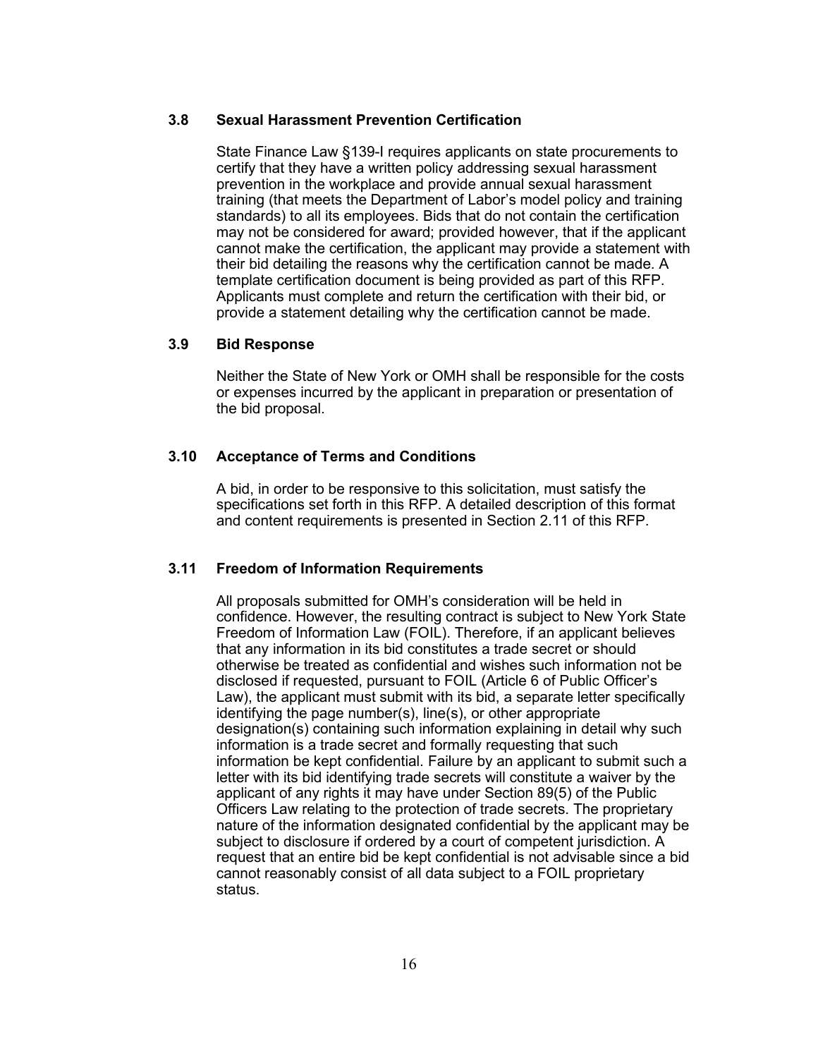### 3.8 Sexual Harassment Prevention Certification

State Finance Law §139-I requires applicants on state procurements to certify that they have a written policy addressing sexual harassment prevention in the workplace and provide annual sexual harassment training (that meets the Department of Labor's model policy and training standards) to all its employees. Bids that do not contain the certification may not be considered for award; provided however, that if the applicant cannot make the certification, the applicant may provide a statement with their bid detailing the reasons why the certification cannot be made. A template certification document is being provided as part of this RFP. Applicants must complete and return the certification with their bid, or provide a statement detailing why the certification cannot be made.

### 3.9 Bid Response

Neither the State of New York or OMH shall be responsible for the costs or expenses incurred by the applicant in preparation or presentation of the bid proposal.

### 3.10 Acceptance of Terms and Conditions

A bid, in order to be responsive to this solicitation, must satisfy the specifications set forth in this RFP. A detailed description of this format and content requirements is presented in Section 2.11 of this RFP.

### 3.11 Freedom of Information Requirements

All proposals submitted for OMH's consideration will be held in confidence. However, the resulting contract is subject to New York State Freedom of Information Law (FOIL). Therefore, if an applicant believes that any information in its bid constitutes a trade secret or should otherwise be treated as confidential and wishes such information not be disclosed if requested, pursuant to FOIL (Article 6 of Public Officer's Law), the applicant must submit with its bid, a separate letter specifically identifying the page number(s), line(s), or other appropriate designation(s) containing such information explaining in detail why such information is a trade secret and formally requesting that such information be kept confidential. Failure by an applicant to submit such a letter with its bid identifying trade secrets will constitute a waiver by the applicant of any rights it may have under Section 89(5) of the Public Officers Law relating to the protection of trade secrets. The proprietary nature of the information designated confidential by the applicant may be subject to disclosure if ordered by a court of competent jurisdiction. A request that an entire bid be kept confidential is not advisable since a bid cannot reasonably consist of all data subject to a FOIL proprietary status.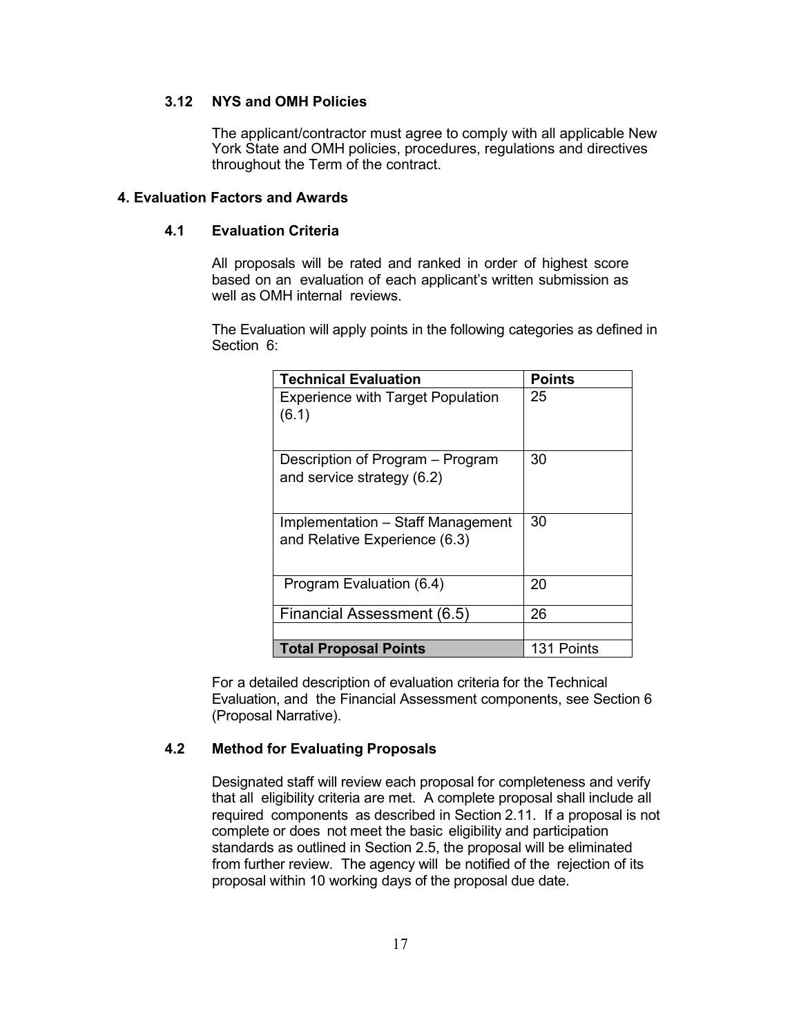### 3.12 NYS and OMH Policies

The applicant/contractor must agree to comply with all applicable New York State and OMH policies, procedures, regulations and directives throughout the Term of the contract.

## 4. Evaluation Factors and Awards

### 4.1 Evaluation Criteria

All proposals will be rated and ranked in order of highest score based on an evaluation of each applicant's written submission as well as OMH internal reviews.

The Evaluation will apply points in the following categories as defined in Section 6:

| **Technical Evaluation** | **Points** |
|---|---|
| Experience with Target Population (6.1) | 25 |
| Description of Program – Program and service strategy (6.2) | 30 |
| Implementation – Staff Management and Relative Experience (6.3) | 30 |
| Program Evaluation (6.4) | 20 |
| Financial Assessment (6.5) | 26 |
| | |
| **Total Proposal Points** | 131 Points |

For a detailed description of evaluation criteria for the Technical Evaluation, and the Financial Assessment components, see Section 6 (Proposal Narrative).

### 4.2 Method for Evaluating Proposals

Designated staff will review each proposal for completeness and verify that all eligibility criteria are met. A complete proposal shall include all required components as described in Section 2.11. If a proposal is not complete or does not meet the basic eligibility and participation standards as outlined in Section 2.5, the proposal will be eliminated from further review. The agency will be notified of the rejection of its proposal within 10 working days of the proposal due date.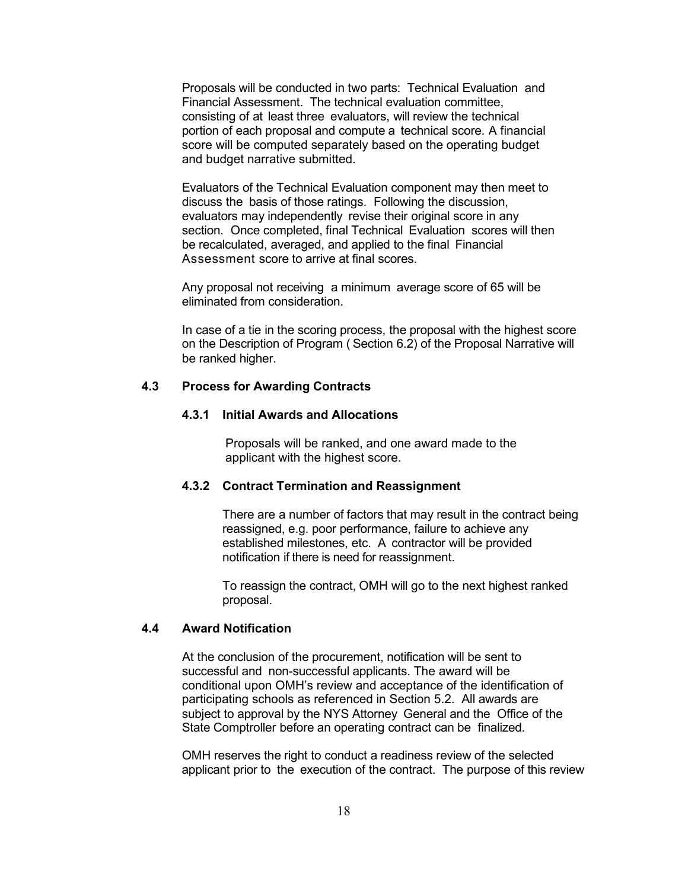Proposals will be conducted in two parts: Technical Evaluation and Financial Assessment. The technical evaluation committee, consisting of at least three evaluators, will review the technical portion of each proposal and compute a technical score. A financial score will be computed separately based on the operating budget and budget narrative submitted.

Evaluators of the Technical Evaluation component may then meet to discuss the basis of those ratings. Following the discussion, evaluators may independently revise their original score in any section. Once completed, final Technical Evaluation scores will then be recalculated, averaged, and applied to the final Financial Assessment score to arrive at final scores.

Any proposal not receiving a minimum average score of 65 will be eliminated from consideration.

In case of a tie in the scoring process, the proposal with the highest score on the Description of Program ( Section 6.2) of the Proposal Narrative will be ranked higher.

## 4.3 Process for Awarding Contracts

### 4.3.1 Initial Awards and Allocations

Proposals will be ranked, and one award made to the applicant with the highest score.

### 4.3.2 Contract Termination and Reassignment

There are a number of factors that may result in the contract being reassigned, e.g. poor performance, failure to achieve any established milestones, etc. A contractor will be provided notification if there is need for reassignment.

To reassign the contract, OMH will go to the next highest ranked proposal.

## 4.4 Award Notification

At the conclusion of the procurement, notification will be sent to successful and non-successful applicants. The award will be conditional upon OMH's review and acceptance of the identification of participating schools as referenced in Section 5.2. All awards are subject to approval by the NYS Attorney General and the Office of the State Comptroller before an operating contract can be finalized.

OMH reserves the right to conduct a readiness review of the selected applicant prior to the execution of the contract. The purpose of this review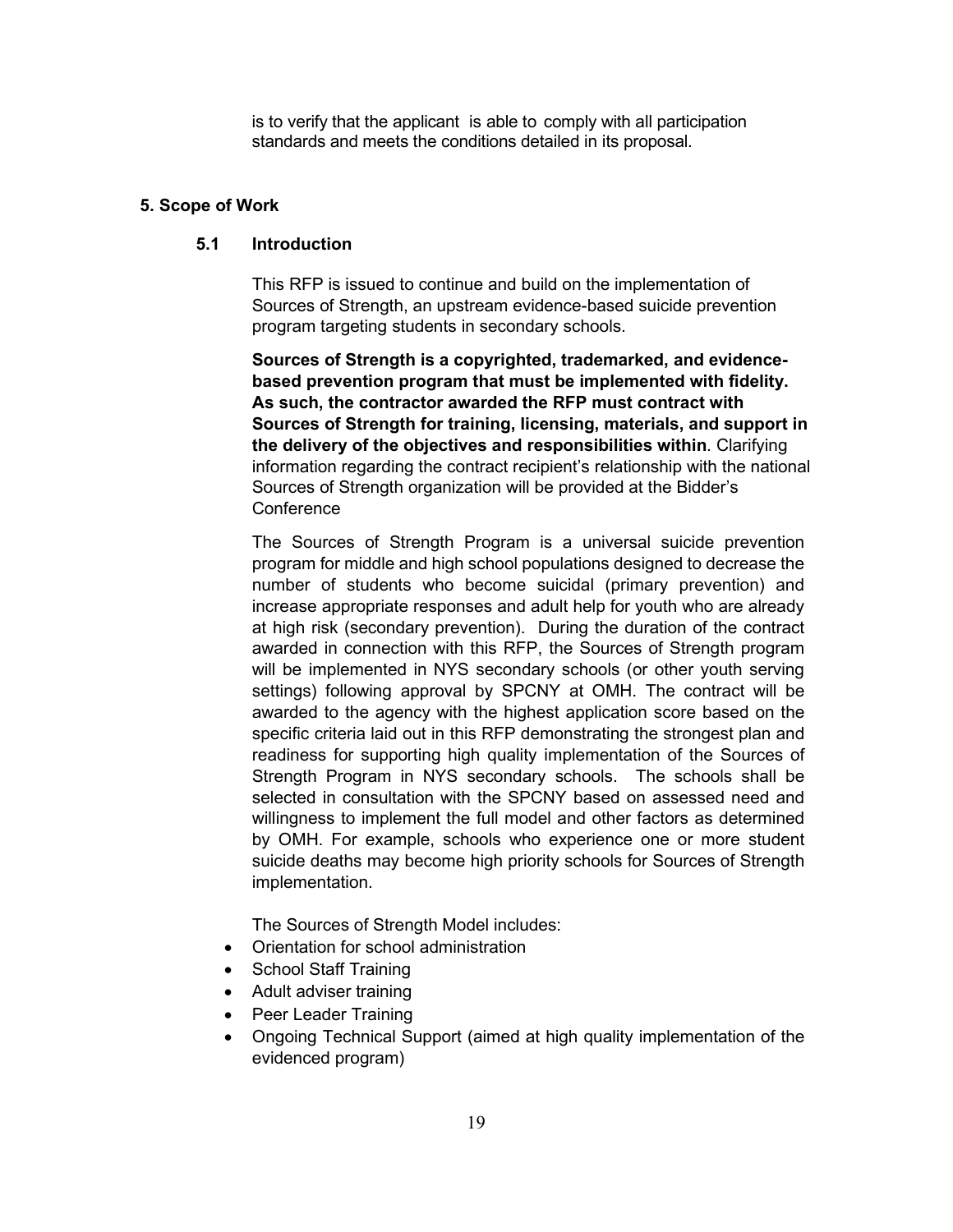is to verify that the applicant is able to comply with all participation standards and meets the conditions detailed in its proposal.

## 5. Scope of Work

### 5.1 Introduction

This RFP is issued to continue and build on the implementation of Sources of Strength, an upstream evidence-based suicide prevention program targeting students in secondary schools.

**Sources of Strength is a copyrighted, trademarked, and evidence-based prevention program that must be implemented with fidelity. As such, the contractor awarded the RFP must contract with Sources of Strength for training, licensing, materials, and support in the delivery of the objectives and responsibilities within**. Clarifying information regarding the contract recipient's relationship with the national Sources of Strength organization will be provided at the Bidder's Conference

The Sources of Strength Program is a universal suicide prevention program for middle and high school populations designed to decrease the number of students who become suicidal (primary prevention) and increase appropriate responses and adult help for youth who are already at high risk (secondary prevention). During the duration of the contract awarded in connection with this RFP, the Sources of Strength program will be implemented in NYS secondary schools (or other youth serving settings) following approval by SPCNY at OMH. The contract will be awarded to the agency with the highest application score based on the specific criteria laid out in this RFP demonstrating the strongest plan and readiness for supporting high quality implementation of the Sources of Strength Program in NYS secondary schools. The schools shall be selected in consultation with the SPCNY based on assessed need and willingness to implement the full model and other factors as determined by OMH. For example, schools who experience one or more student suicide deaths may become high priority schools for Sources of Strength implementation.

The Sources of Strength Model includes:

- Orientation for school administration
- School Staff Training
- Adult adviser training
- Peer Leader Training
- Ongoing Technical Support (aimed at high quality implementation of the evidenced program)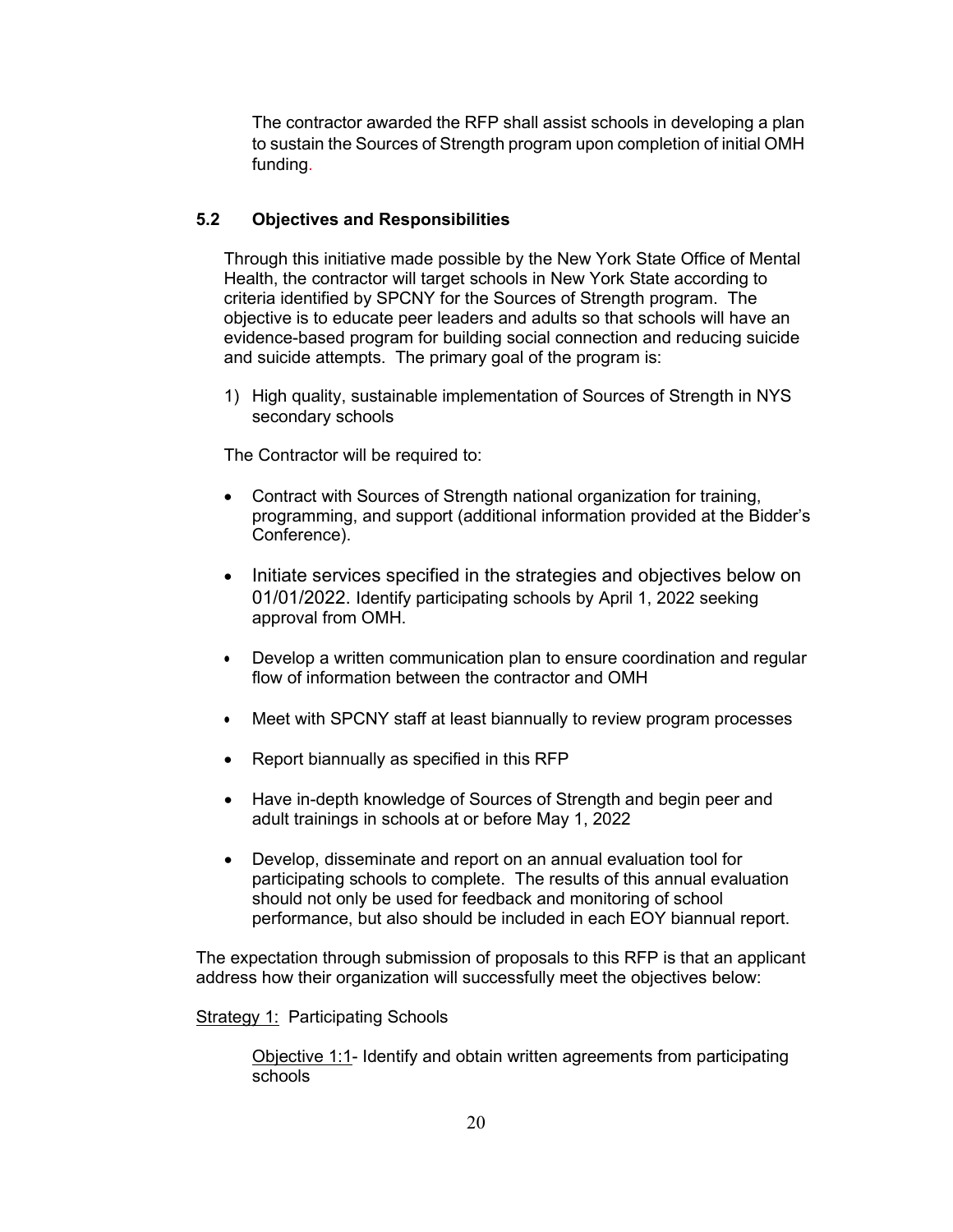The contractor awarded the RFP shall assist schools in developing a plan to sustain the Sources of Strength program upon completion of initial OMH funding.

### 5.2 Objectives and Responsibilities

Through this initiative made possible by the New York State Office of Mental Health, the contractor will target schools in New York State according to criteria identified by SPCNY for the Sources of Strength program. The objective is to educate peer leaders and adults so that schools will have an evidence-based program for building social connection and reducing suicide and suicide attempts. The primary goal of the program is:

1) High quality, sustainable implementation of Sources of Strength in NYS secondary schools

The Contractor will be required to:

- Contract with Sources of Strength national organization for training, programming, and support (additional information provided at the Bidder's Conference).
- Initiate services specified in the strategies and objectives below on 01/01/2022. Identify participating schools by April 1, 2022 seeking approval from OMH.
- Develop a written communication plan to ensure coordination and regular flow of information between the contractor and OMH
- Meet with SPCNY staff at least biannually to review program processes
- Report biannually as specified in this RFP
- Have in-depth knowledge of Sources of Strength and begin peer and adult trainings in schools at or before May 1, 2022
- Develop, disseminate and report on an annual evaluation tool for participating schools to complete. The results of this annual evaluation should not only be used for feedback and monitoring of school performance, but also should be included in each EOY biannual report.

The expectation through submission of proposals to this RFP is that an applicant address how their organization will successfully meet the objectives below:

Strategy 1: Participating Schools

Objective 1:1- Identify and obtain written agreements from participating schools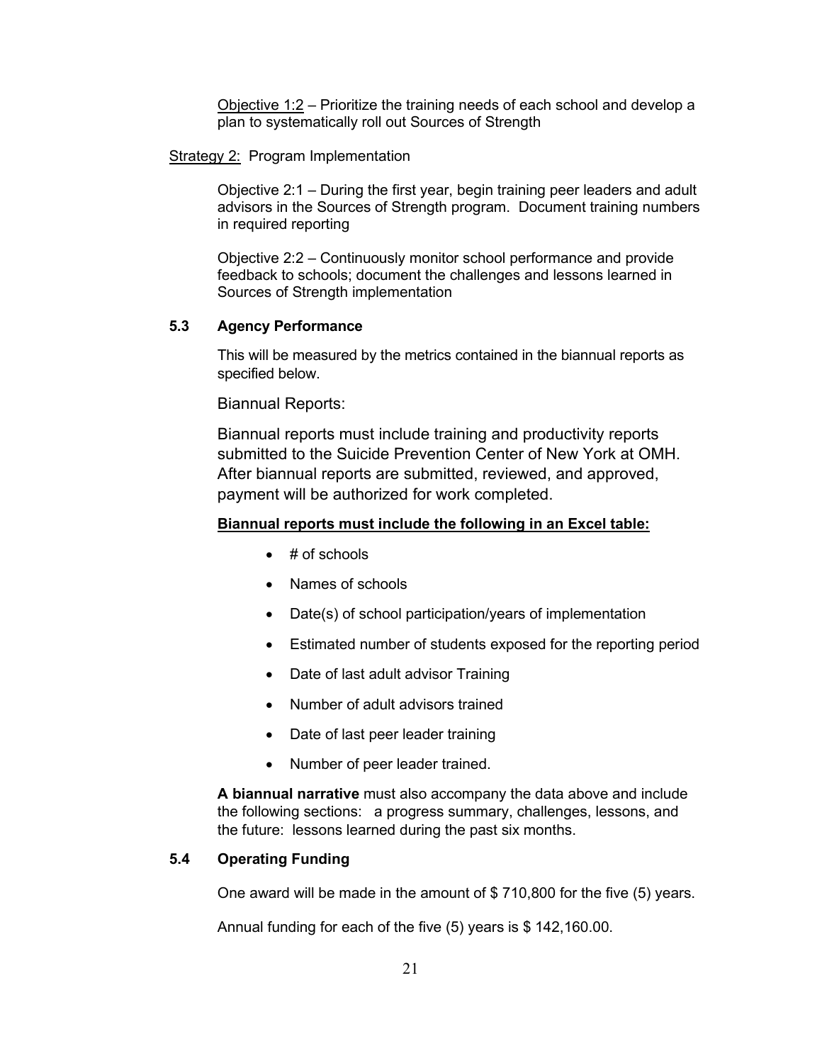Objective 1:2 – Prioritize the training needs of each school and develop a plan to systematically roll out Sources of Strength

Strategy 2: Program Implementation

Objective 2:1 – During the first year, begin training peer leaders and adult advisors in the Sources of Strength program. Document training numbers in required reporting

Objective 2:2 – Continuously monitor school performance and provide feedback to schools; document the challenges and lessons learned in Sources of Strength implementation

### 5.3 Agency Performance

This will be measured by the metrics contained in the biannual reports as specified below.

Biannual Reports:

Biannual reports must include training and productivity reports submitted to the Suicide Prevention Center of New York at OMH. After biannual reports are submitted, reviewed, and approved, payment will be authorized for work completed.

**Biannual reports must include the following in an Excel table:**

- # of schools
- Names of schools
- Date(s) of school participation/years of implementation
- Estimated number of students exposed for the reporting period
- Date of last adult advisor Training
- Number of adult advisors trained
- Date of last peer leader training
- Number of peer leader trained.

**A biannual narrative** must also accompany the data above and include the following sections: a progress summary, challenges, lessons, and the future: lessons learned during the past six months.

### 5.4 Operating Funding

One award will be made in the amount of $ 710,800 for the five (5) years.

Annual funding for each of the five (5) years is $ 142,160.00.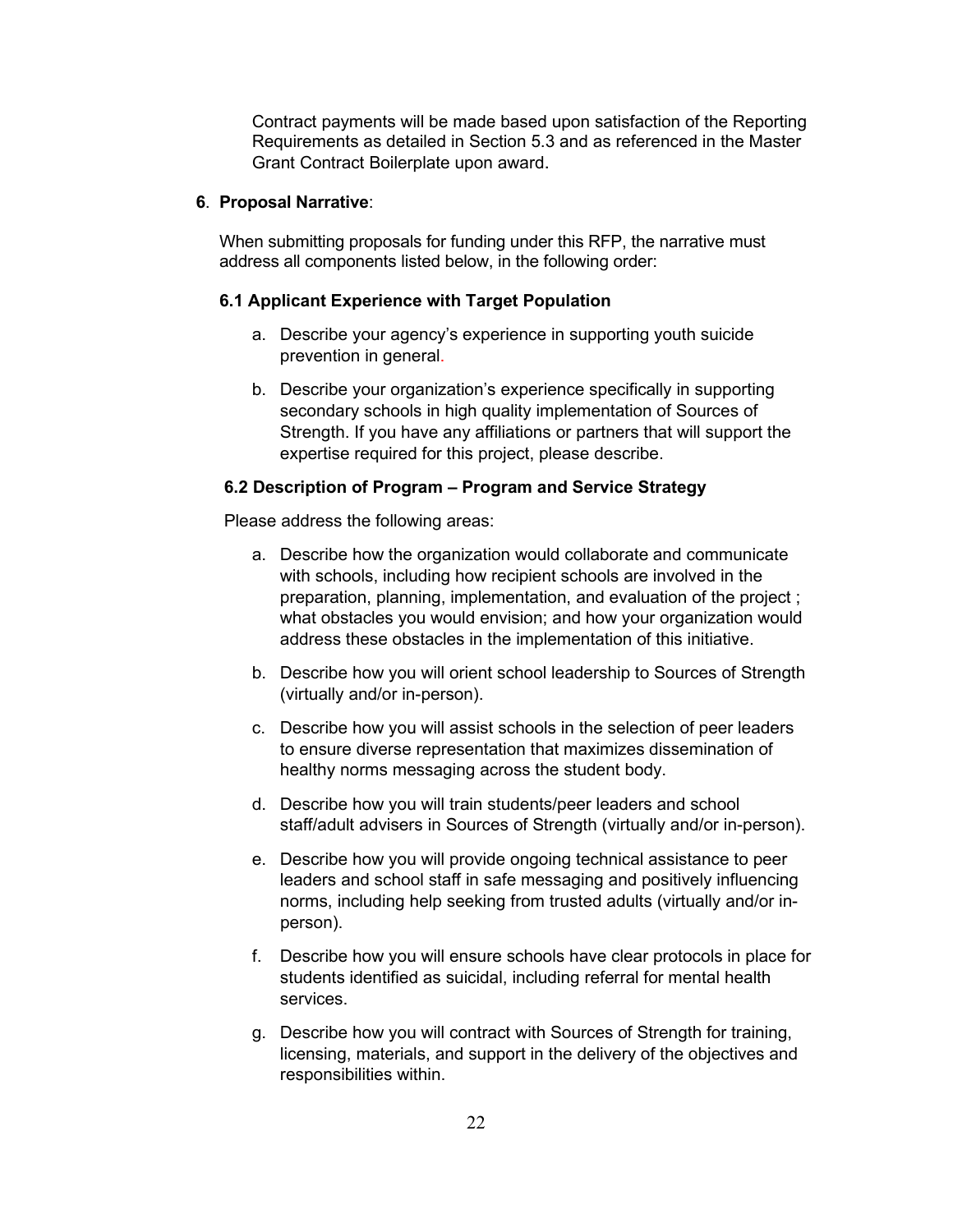Contract payments will be made based upon satisfaction of the Reporting Requirements as detailed in Section 5.3 and as referenced in the Master Grant Contract Boilerplate upon award.

## 6. Proposal Narrative:

When submitting proposals for funding under this RFP, the narrative must address all components listed below, in the following order:

### 6.1 Applicant Experience with Target Population

a. Describe your agency's experience in supporting youth suicide prevention in general.

b. Describe your organization's experience specifically in supporting secondary schools in high quality implementation of Sources of Strength. If you have any affiliations or partners that will support the expertise required for this project, please describe.

### 6.2 Description of Program – Program and Service Strategy

Please address the following areas:

a. Describe how the organization would collaborate and communicate with schools, including how recipient schools are involved in the preparation, planning, implementation, and evaluation of the project ; what obstacles you would envision; and how your organization would address these obstacles in the implementation of this initiative.

b. Describe how you will orient school leadership to Sources of Strength (virtually and/or in-person).

c. Describe how you will assist schools in the selection of peer leaders to ensure diverse representation that maximizes dissemination of healthy norms messaging across the student body.

d. Describe how you will train students/peer leaders and school staff/adult advisers in Sources of Strength (virtually and/or in-person).

e. Describe how you will provide ongoing technical assistance to peer leaders and school staff in safe messaging and positively influencing norms, including help seeking from trusted adults (virtually and/or in-person).

f. Describe how you will ensure schools have clear protocols in place for students identified as suicidal, including referral for mental health services.

g. Describe how you will contract with Sources of Strength for training, licensing, materials, and support in the delivery of the objectives and responsibilities within.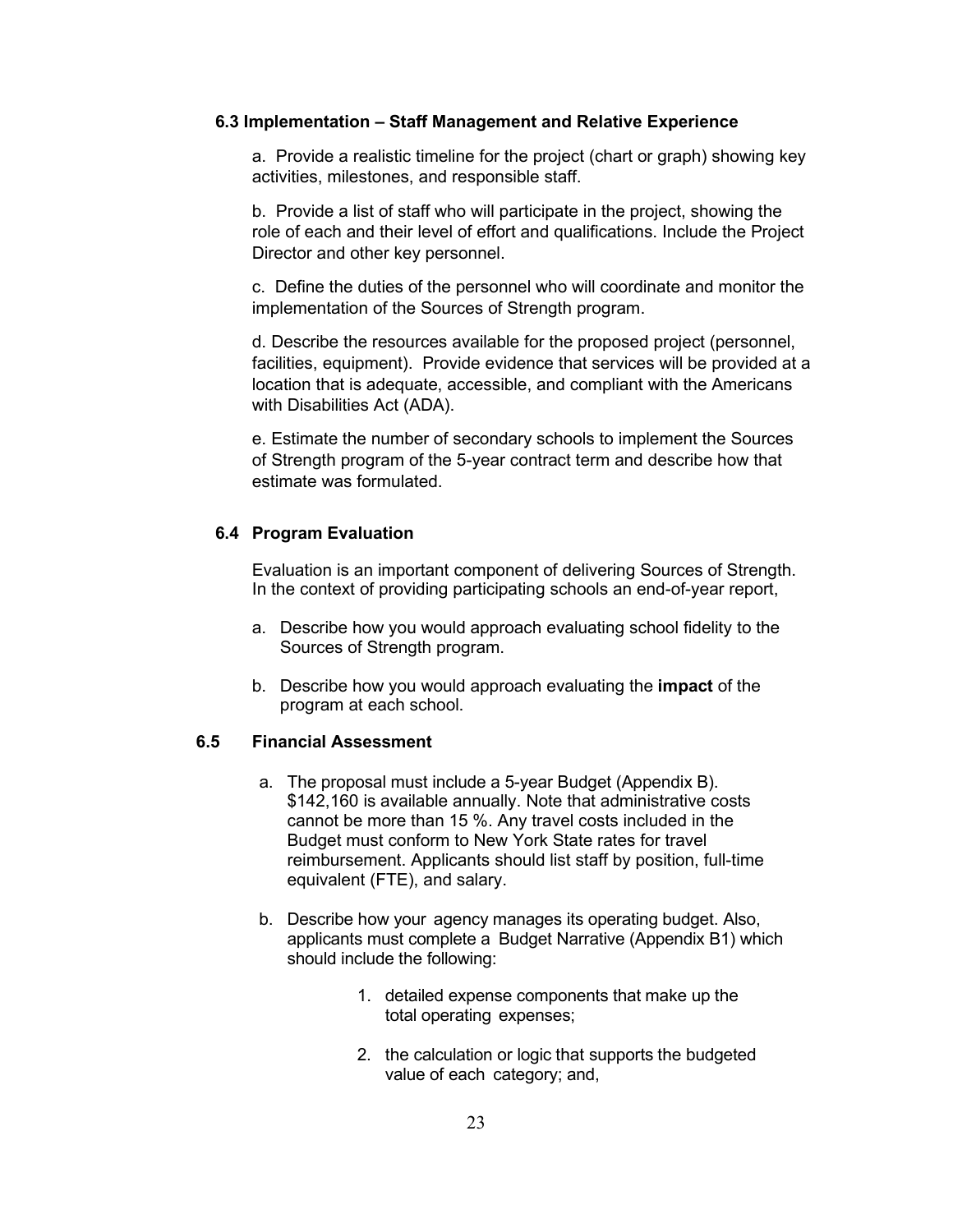### 6.3 Implementation – Staff Management and Relative Experience

a. Provide a realistic timeline for the project (chart or graph) showing key activities, milestones, and responsible staff.

b. Provide a list of staff who will participate in the project, showing the role of each and their level of effort and qualifications. Include the Project Director and other key personnel.

c. Define the duties of the personnel who will coordinate and monitor the implementation of the Sources of Strength program.

d. Describe the resources available for the proposed project (personnel, facilities, equipment). Provide evidence that services will be provided at a location that is adequate, accessible, and compliant with the Americans with Disabilities Act (ADA).

e. Estimate the number of secondary schools to implement the Sources of Strength program of the 5-year contract term and describe how that estimate was formulated.

### 6.4 Program Evaluation

Evaluation is an important component of delivering Sources of Strength. In the context of providing participating schools an end-of-year report,

a. Describe how you would approach evaluating school fidelity to the Sources of Strength program.

b. Describe how you would approach evaluating the **impact** of the program at each school.

### 6.5 Financial Assessment

a. The proposal must include a 5-year Budget (Appendix B). $142,160 is available annually. Note that administrative costs cannot be more than 15 %. Any travel costs included in the Budget must conform to New York State rates for travel reimbursement. Applicants should list staff by position, full-time equivalent (FTE), and salary.

b. Describe how your agency manages its operating budget. Also, applicants must complete a Budget Narrative (Appendix B1) which should include the following:

   1. detailed expense components that make up the total operating expenses;

   2. the calculation or logic that supports the budgeted value of each category; and,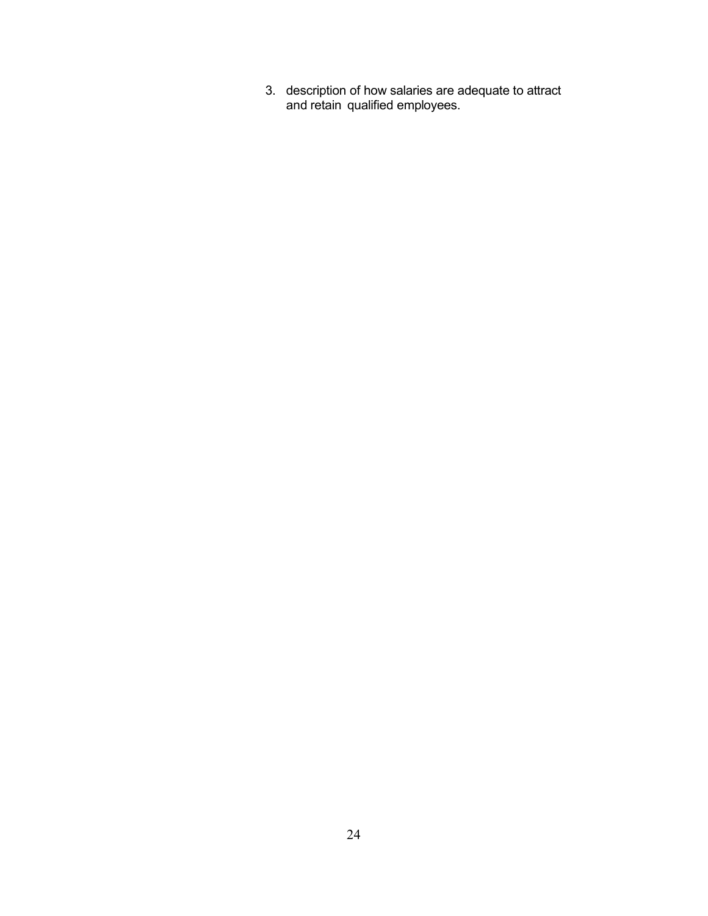3. description of how salaries are adequate to attract and retain qualified employees.